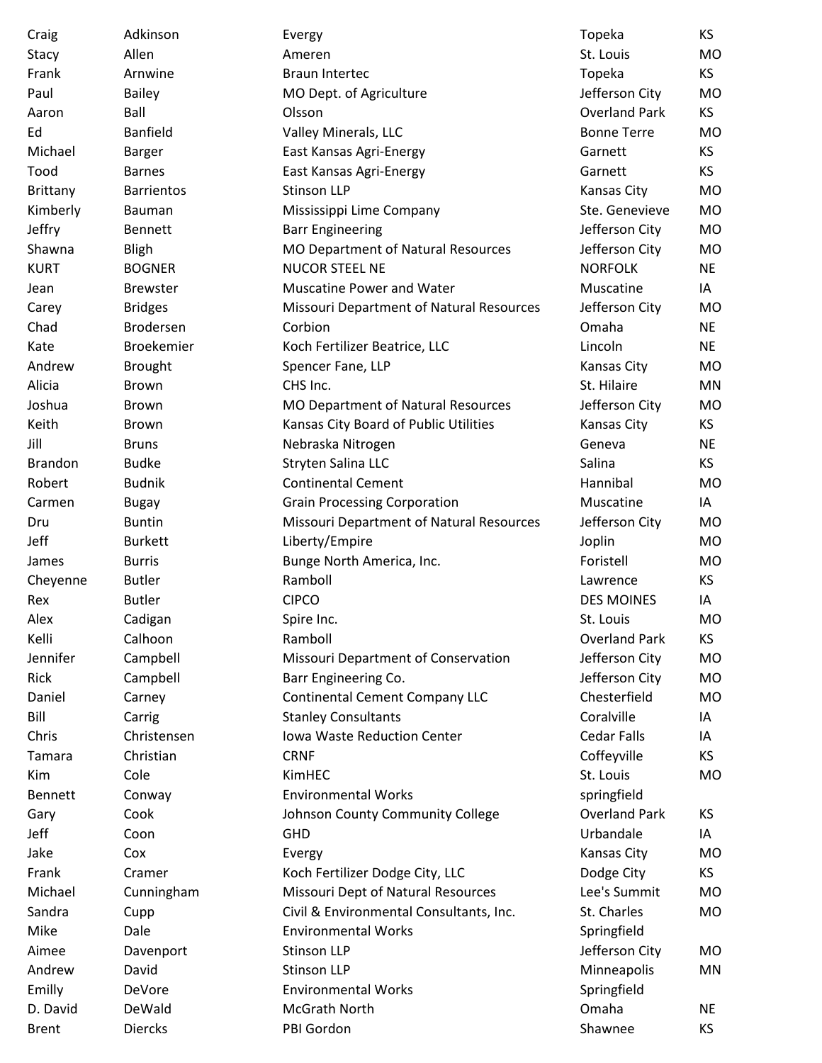| | | | | |
|---|---|---|---|---|
| Craig | Adkinson | Evergy | Topeka | KS |
| Stacy | Allen | Ameren | St. Louis | MO |
| Frank | Arnwine | Braun Intertec | Topeka | KS |
| Paul | Bailey | MO Dept. of Agriculture | Jefferson City | MO |
| Aaron | Ball | Olsson | Overland Park | KS |
| Ed | Banfield | Valley Minerals, LLC | Bonne Terre | MO |
| Michael | Barger | East Kansas Agri-Energy | Garnett | KS |
| Tood | Barnes | East Kansas Agri-Energy | Garnett | KS |
| Brittany | Barrientos | Stinson LLP | Kansas City | MO |
| Kimberly | Bauman | Mississippi Lime Company | Ste. Genevieve | MO |
| Jeffry | Bennett | Barr Engineering | Jefferson City | MO |
| Shawna | Bligh | MO Department of Natural Resources | Jefferson City | MO |
| KURT | BOGNER | NUCOR STEEL NE | NORFOLK | NE |
| Jean | Brewster | Muscatine Power and Water | Muscatine | IA |
| Carey | Bridges | Missouri Department of Natural Resources | Jefferson City | MO |
| Chad | Brodersen | Corbion | Omaha | NE |
| Kate | Broekemier | Koch Fertilizer Beatrice, LLC | Lincoln | NE |
| Andrew | Brought | Spencer Fane, LLP | Kansas City | MO |
| Alicia | Brown | CHS Inc. | St. Hilaire | MN |
| Joshua | Brown | MO Department of Natural Resources | Jefferson City | MO |
| Keith | Brown | Kansas City Board of Public Utilities | Kansas City | KS |
| Jill | Bruns | Nebraska Nitrogen | Geneva | NE |
| Brandon | Budke | Stryten Salina LLC | Salina | KS |
| Robert | Budnik | Continental Cement | Hannibal | MO |
| Carmen | Bugay | Grain Processing Corporation | Muscatine | IA |
| Dru | Buntin | Missouri Department of Natural Resources | Jefferson City | MO |
| Jeff | Burkett | Liberty/Empire | Joplin | MO |
| James | Burris | Bunge North America, Inc. | Foristell | MO |
| Cheyenne | Butler | Ramboll | Lawrence | KS |
| Rex | Butler | CIPCO | DES MOINES | IA |
| Alex | Cadigan | Spire Inc. | St. Louis | MO |
| Kelli | Calhoon | Ramboll | Overland Park | KS |
| Jennifer | Campbell | Missouri Department of Conservation | Jefferson City | MO |
| Rick | Campbell | Barr Engineering Co. | Jefferson City | MO |
| Daniel | Carney | Continental Cement Company LLC | Chesterfield | MO |
| Bill | Carrig | Stanley Consultants | Coralville | IA |
| Chris | Christensen | Iowa Waste Reduction Center | Cedar Falls | IA |
| Tamara | Christian | CRNF | Coffeyville | KS |
| Kim | Cole | KimHEC | St. Louis | MO |
| Bennett | Conway | Environmental Works | springfield | |
| Gary | Cook | Johnson County Community College | Overland Park | KS |
| Jeff | Coon | GHD | Urbandale | IA |
| Jake | Cox | Evergy | Kansas City | MO |
| Frank | Cramer | Koch Fertilizer Dodge City, LLC | Dodge City | KS |
| Michael | Cunningham | Missouri Dept of Natural Resources | Lee's Summit | MO |
| Sandra | Cupp | Civil & Environmental Consultants, Inc. | St. Charles | MO |
| Mike | Dale | Environmental Works | Springfield | |
| Aimee | Davenport | Stinson LLP | Jefferson City | MO |
| Andrew | David | Stinson LLP | Minneapolis | MN |
| Emilly | DeVore | Environmental Works | Springfield | |
| D. David | DeWald | McGrath North | Omaha | NE |
| Brent | Diercks | PBI Gordon | Shawnee | KS |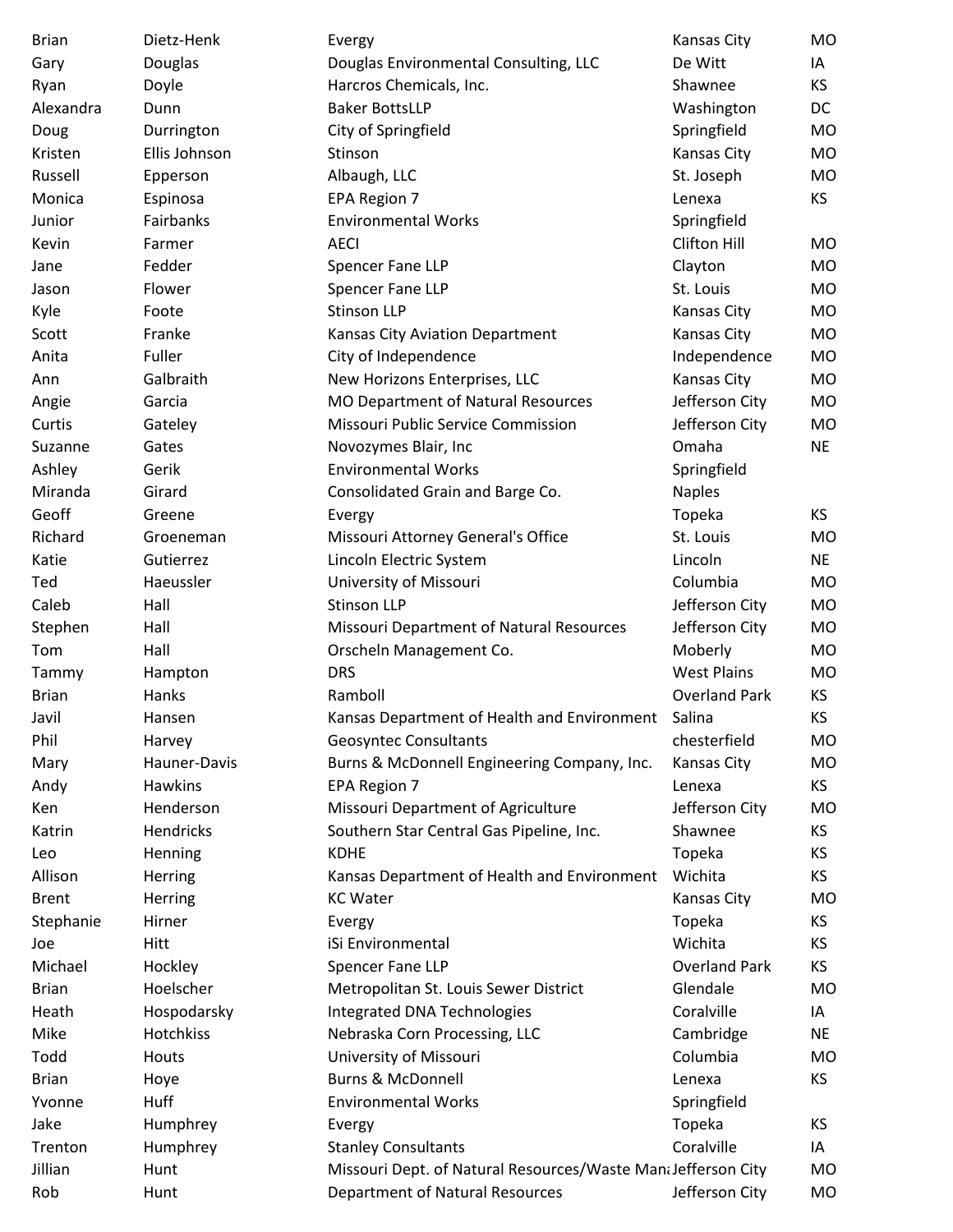| | | | | |
|---|---|---|---|---|
| Brian | Dietz-Henk | Evergy | Kansas City | MO |
| Gary | Douglas | Douglas Environmental Consulting, LLC | De Witt | IA |
| Ryan | Doyle | Harcros Chemicals, Inc. | Shawnee | KS |
| Alexandra | Dunn | Baker BottsLLP | Washington | DC |
| Doug | Durrington | City of Springfield | Springfield | MO |
| Kristen | Ellis Johnson | Stinson | Kansas City | MO |
| Russell | Epperson | Albaugh, LLC | St. Joseph | MO |
| Monica | Espinosa | EPA Region 7 | Lenexa | KS |
| Junior | Fairbanks | Environmental Works | Springfield | |
| Kevin | Farmer | AECI | Clifton Hill | MO |
| Jane | Fedder | Spencer Fane LLP | Clayton | MO |
| Jason | Flower | Spencer Fane LLP | St. Louis | MO |
| Kyle | Foote | Stinson LLP | Kansas City | MO |
| Scott | Franke | Kansas City Aviation Department | Kansas City | MO |
| Anita | Fuller | City of Independence | Independence | MO |
| Ann | Galbraith | New Horizons Enterprises, LLC | Kansas City | MO |
| Angie | Garcia | MO Department of Natural Resources | Jefferson City | MO |
| Curtis | Gateley | Missouri Public Service Commission | Jefferson City | MO |
| Suzanne | Gates | Novozymes Blair, Inc | Omaha | NE |
| Ashley | Gerik | Environmental Works | Springfield | |
| Miranda | Girard | Consolidated Grain and Barge Co. | Naples | |
| Geoff | Greene | Evergy | Topeka | KS |
| Richard | Groeneman | Missouri Attorney General's Office | St. Louis | MO |
| Katie | Gutierrez | Lincoln Electric System | Lincoln | NE |
| Ted | Haeussler | University of Missouri | Columbia | MO |
| Caleb | Hall | Stinson LLP | Jefferson City | MO |
| Stephen | Hall | Missouri Department of Natural Resources | Jefferson City | MO |
| Tom | Hall | Orscheln Management Co. | Moberly | MO |
| Tammy | Hampton | DRS | West Plains | MO |
| Brian | Hanks | Ramboll | Overland Park | KS |
| Javil | Hansen | Kansas Department of Health and Environment | Salina | KS |
| Phil | Harvey | Geosyntec Consultants | chesterfield | MO |
| Mary | Hauner-Davis | Burns & McDonnell Engineering Company, Inc. | Kansas City | MO |
| Andy | Hawkins | EPA Region 7 | Lenexa | KS |
| Ken | Henderson | Missouri Department of Agriculture | Jefferson City | MO |
| Katrin | Hendricks | Southern Star Central Gas Pipeline, Inc. | Shawnee | KS |
| Leo | Henning | KDHE | Topeka | KS |
| Allison | Herring | Kansas Department of Health and Environment | Wichita | KS |
| Brent | Herring | KC Water | Kansas City | MO |
| Stephanie | Hirner | Evergy | Topeka | KS |
| Joe | Hitt | iSi Environmental | Wichita | KS |
| Michael | Hockley | Spencer Fane LLP | Overland Park | KS |
| Brian | Hoelscher | Metropolitan St. Louis Sewer District | Glendale | MO |
| Heath | Hospodarsky | Integrated DNA Technologies | Coralville | IA |
| Mike | Hotchkiss | Nebraska Corn Processing, LLC | Cambridge | NE |
| Todd | Houts | University of Missouri | Columbia | MO |
| Brian | Hoye | Burns & McDonnell | Lenexa | KS |
| Yvonne | Huff | Environmental Works | Springfield | |
| Jake | Humphrey | Evergy | Topeka | KS |
| Trenton | Humphrey | Stanley Consultants | Coralville | IA |
| Jillian | Hunt | Missouri Dept. of Natural Resources/Waste Mana | Jefferson City | MO |
| Rob | Hunt | Department of Natural Resources | Jefferson City | MO |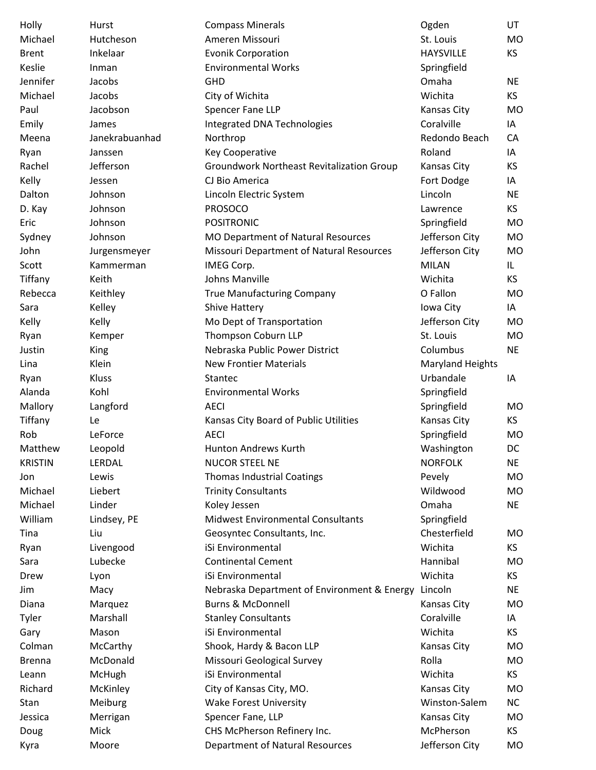| | | | | |
|---|---|---|---|---|
| Holly | Hurst | Compass Minerals | Ogden | UT |
| Michael | Hutcheson | Ameren Missouri | St. Louis | MO |
| Brent | Inkelaar | Evonik Corporation | HAYSVILLE | KS |
| Keslie | Inman | Environmental Works | Springfield | |
| Jennifer | Jacobs | GHD | Omaha | NE |
| Michael | Jacobs | City of Wichita | Wichita | KS |
| Paul | Jacobson | Spencer Fane LLP | Kansas City | MO |
| Emily | James | Integrated DNA Technologies | Coralville | IA |
| Meena | Janekrabuanhad | Northrop | Redondo Beach | CA |
| Ryan | Janssen | Key Cooperative | Roland | IA |
| Rachel | Jefferson | Groundwork Northeast Revitalization Group | Kansas City | KS |
| Kelly | Jessen | CJ Bio America | Fort Dodge | IA |
| Dalton | Johnson | Lincoln Electric System | Lincoln | NE |
| D. Kay | Johnson | PROSOCO | Lawrence | KS |
| Eric | Johnson | POSITRONIC | Springfield | MO |
| Sydney | Johnson | MO Department of Natural Resources | Jefferson City | MO |
| John | Jurgensmeyer | Missouri Department of Natural Resources | Jefferson City | MO |
| Scott | Kammerman | IMEG Corp. | MILAN | IL |
| Tiffany | Keith | Johns Manville | Wichita | KS |
| Rebecca | Keithley | True Manufacturing Company | O Fallon | MO |
| Sara | Kelley | Shive Hattery | Iowa City | IA |
| Kelly | Kelly | Mo Dept of Transportation | Jefferson City | MO |
| Ryan | Kemper | Thompson Coburn LLP | St. Louis | MO |
| Justin | King | Nebraska Public Power District | Columbus | NE |
| Lina | Klein | New Frontier Materials | Maryland Heights | |
| Ryan | Kluss | Stantec | Urbandale | IA |
| Alanda | Kohl | Environmental Works | Springfield | |
| Mallory | Langford | AECI | Springfield | MO |
| Tiffany | Le | Kansas City Board of Public Utilities | Kansas City | KS |
| Rob | LeForce | AECI | Springfield | MO |
| Matthew | Leopold | Hunton Andrews Kurth | Washington | DC |
| KRISTIN | LERDAL | NUCOR STEEL NE | NORFOLK | NE |
| Jon | Lewis | Thomas Industrial Coatings | Pevely | MO |
| Michael | Liebert | Trinity Consultants | Wildwood | MO |
| Michael | Linder | Koley Jessen | Omaha | NE |
| William | Lindsey, PE | Midwest Environmental Consultants | Springfield | |
| Tina | Liu | Geosyntec Consultants, Inc. | Chesterfield | MO |
| Ryan | Livengood | iSi Environmental | Wichita | KS |
| Sara | Lubecke | Continental Cement | Hannibal | MO |
| Drew | Lyon | iSi Environmental | Wichita | KS |
| Jim | Macy | Nebraska Department of Environment & Energy | Lincoln | NE |
| Diana | Marquez | Burns & McDonnell | Kansas City | MO |
| Tyler | Marshall | Stanley Consultants | Coralville | IA |
| Gary | Mason | iSi Environmental | Wichita | KS |
| Colman | McCarthy | Shook, Hardy & Bacon LLP | Kansas City | MO |
| Brenna | McDonald | Missouri Geological Survey | Rolla | MO |
| Leann | McHugh | iSi Environmental | Wichita | KS |
| Richard | McKinley | City of Kansas City, MO. | Kansas City | MO |
| Stan | Meiburg | Wake Forest University | Winston-Salem | NC |
| Jessica | Merrigan | Spencer Fane, LLP | Kansas City | MO |
| Doug | Mick | CHS McPherson Refinery Inc. | McPherson | KS |
| Kyra | Moore | Department of Natural Resources | Jefferson City | MO |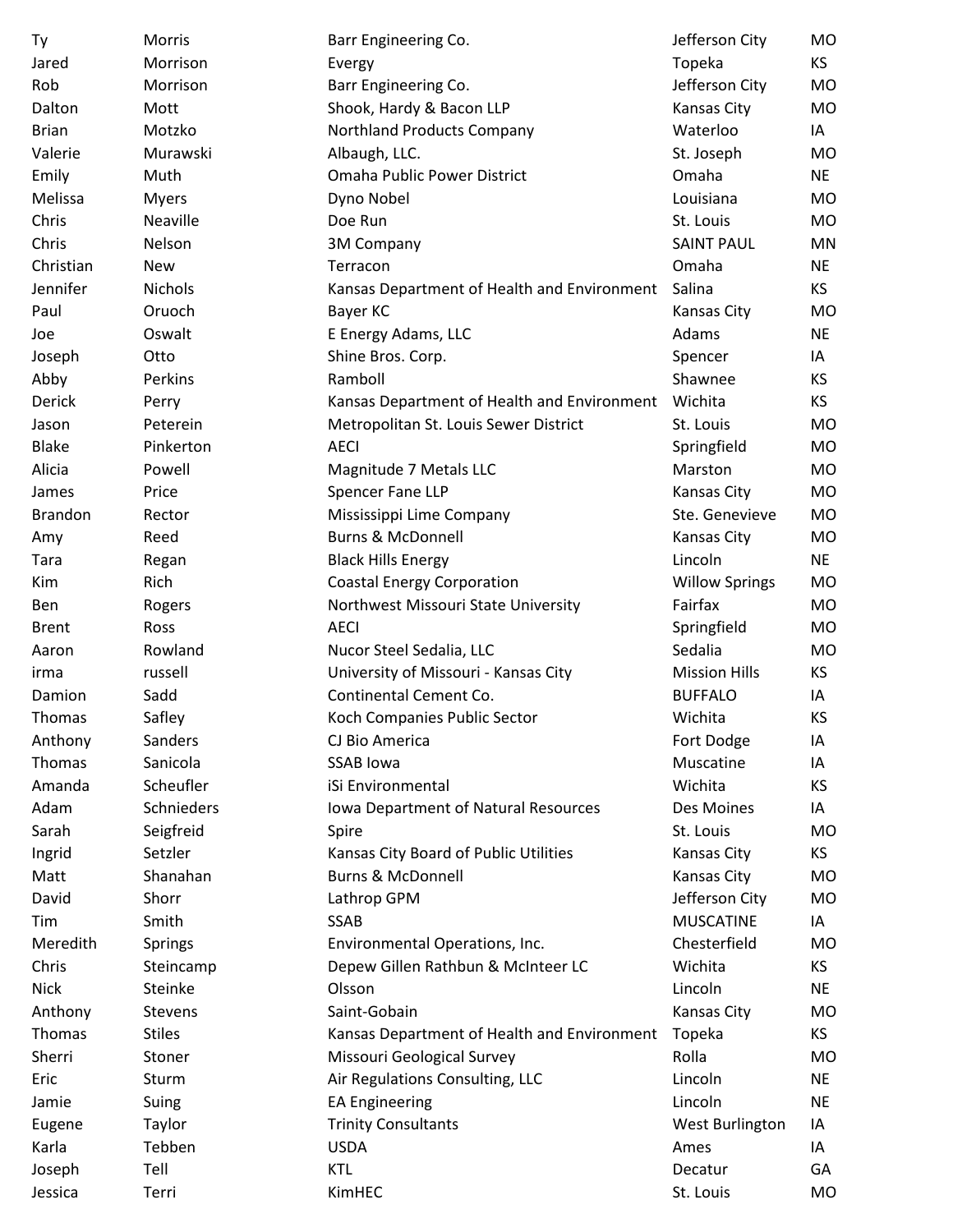| | | | | |
|---|---|---|---|---|
| Ty | Morris | Barr Engineering Co. | Jefferson City | MO |
| Jared | Morrison | Evergy | Topeka | KS |
| Rob | Morrison | Barr Engineering Co. | Jefferson City | MO |
| Dalton | Mott | Shook, Hardy & Bacon LLP | Kansas City | MO |
| Brian | Motzko | Northland Products Company | Waterloo | IA |
| Valerie | Murawski | Albaugh, LLC. | St. Joseph | MO |
| Emily | Muth | Omaha Public Power District | Omaha | NE |
| Melissa | Myers | Dyno Nobel | Louisiana | MO |
| Chris | Neaville | Doe Run | St. Louis | MO |
| Chris | Nelson | 3M Company | SAINT PAUL | MN |
| Christian | New | Terracon | Omaha | NE |
| Jennifer | Nichols | Kansas Department of Health and Environment | Salina | KS |
| Paul | Oruoch | Bayer KC | Kansas City | MO |
| Joe | Oswalt | E Energy Adams, LLC | Adams | NE |
| Joseph | Otto | Shine Bros. Corp. | Spencer | IA |
| Abby | Perkins | Ramboll | Shawnee | KS |
| Derick | Perry | Kansas Department of Health and Environment | Wichita | KS |
| Jason | Peterein | Metropolitan St. Louis Sewer District | St. Louis | MO |
| Blake | Pinkerton | AECI | Springfield | MO |
| Alicia | Powell | Magnitude 7 Metals LLC | Marston | MO |
| James | Price | Spencer Fane LLP | Kansas City | MO |
| Brandon | Rector | Mississippi Lime Company | Ste. Genevieve | MO |
| Amy | Reed | Burns & McDonnell | Kansas City | MO |
| Tara | Regan | Black Hills Energy | Lincoln | NE |
| Kim | Rich | Coastal Energy Corporation | Willow Springs | MO |
| Ben | Rogers | Northwest Missouri State University | Fairfax | MO |
| Brent | Ross | AECI | Springfield | MO |
| Aaron | Rowland | Nucor Steel Sedalia, LLC | Sedalia | MO |
| irma | russell | University of Missouri - Kansas City | Mission Hills | KS |
| Damion | Sadd | Continental Cement Co. | BUFFALO | IA |
| Thomas | Safley | Koch Companies Public Sector | Wichita | KS |
| Anthony | Sanders | CJ Bio America | Fort Dodge | IA |
| Thomas | Sanicola | SSAB Iowa | Muscatine | IA |
| Amanda | Scheufler | iSi Environmental | Wichita | KS |
| Adam | Schnieders | Iowa Department of Natural Resources | Des Moines | IA |
| Sarah | Seigfreid | Spire | St. Louis | MO |
| Ingrid | Setzler | Kansas City Board of Public Utilities | Kansas City | KS |
| Matt | Shanahan | Burns & McDonnell | Kansas City | MO |
| David | Shorr | Lathrop GPM | Jefferson City | MO |
| Tim | Smith | SSAB | MUSCATINE | IA |
| Meredith | Springs | Environmental Operations, Inc. | Chesterfield | MO |
| Chris | Steincamp | Depew Gillen Rathbun & McInteer LC | Wichita | KS |
| Nick | Steinke | Olsson | Lincoln | NE |
| Anthony | Stevens | Saint-Gobain | Kansas City | MO |
| Thomas | Stiles | Kansas Department of Health and Environment | Topeka | KS |
| Sherri | Stoner | Missouri Geological Survey | Rolla | MO |
| Eric | Sturm | Air Regulations Consulting, LLC | Lincoln | NE |
| Jamie | Suing | EA Engineering | Lincoln | NE |
| Eugene | Taylor | Trinity Consultants | West Burlington | IA |
| Karla | Tebben | USDA | Ames | IA |
| Joseph | Tell | KTL | Decatur | GA |
| Jessica | Terri | KimHEC | St. Louis | MO |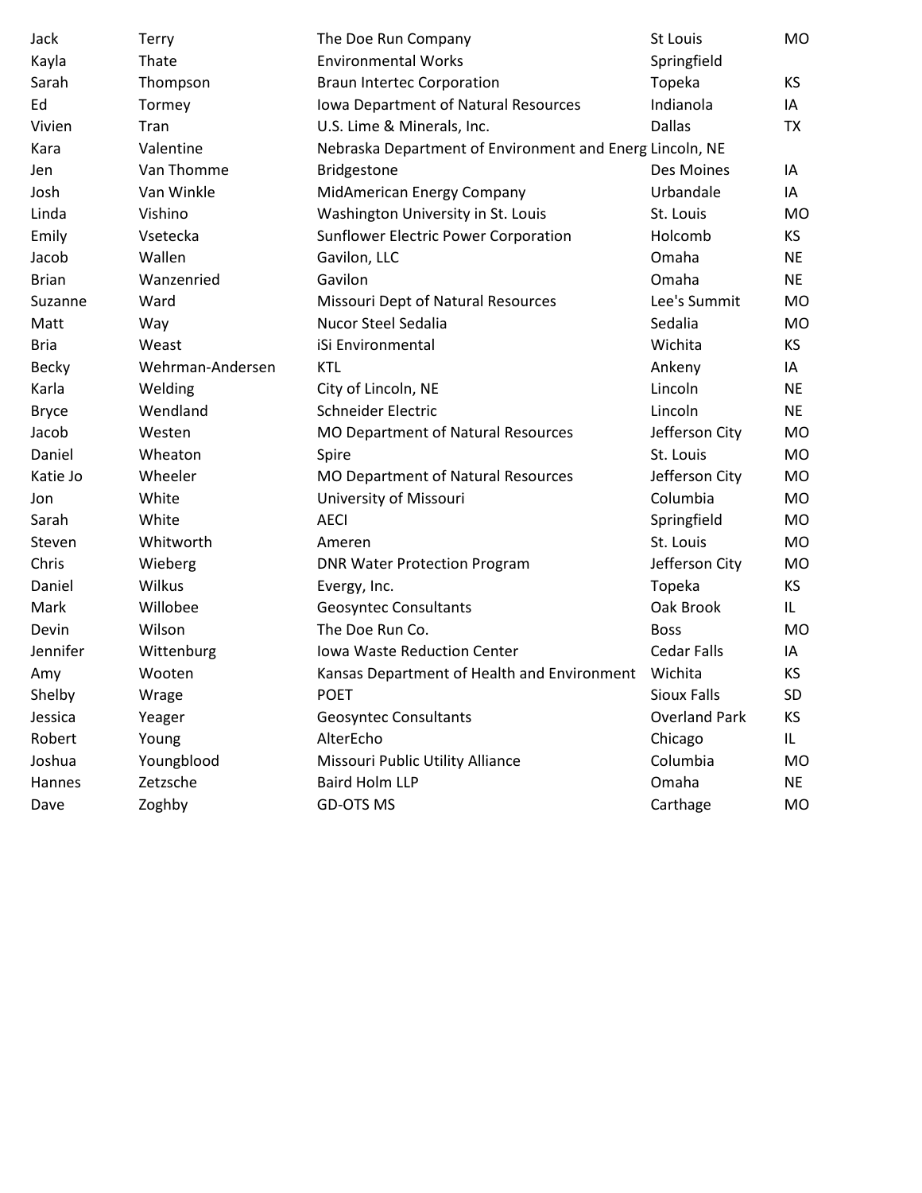| | | | | |
|---|---|---|---|---|
| Jack | Terry | The Doe Run Company | St Louis | MO |
| Kayla | Thate | Environmental Works | Springfield | |
| Sarah | Thompson | Braun Intertec Corporation | Topeka | KS |
| Ed | Tormey | Iowa Department of Natural Resources | Indianola | IA |
| Vivien | Tran | U.S. Lime & Minerals, Inc. | Dallas | TX |
| Kara | Valentine | Nebraska Department of Environment and Energ | Lincoln, NE | |
| Jen | Van Thomme | Bridgestone | Des Moines | IA |
| Josh | Van Winkle | MidAmerican Energy Company | Urbandale | IA |
| Linda | Vishino | Washington University in St. Louis | St. Louis | MO |
| Emily | Vsetecka | Sunflower Electric Power Corporation | Holcomb | KS |
| Jacob | Wallen | Gavilon, LLC | Omaha | NE |
| Brian | Wanzenried | Gavilon | Omaha | NE |
| Suzanne | Ward | Missouri Dept of Natural Resources | Lee's Summit | MO |
| Matt | Way | Nucor Steel Sedalia | Sedalia | MO |
| Bria | Weast | iSi Environmental | Wichita | KS |
| Becky | Wehrman-Andersen | KTL | Ankeny | IA |
| Karla | Welding | City of Lincoln, NE | Lincoln | NE |
| Bryce | Wendland | Schneider Electric | Lincoln | NE |
| Jacob | Westen | MO Department of Natural Resources | Jefferson City | MO |
| Daniel | Wheaton | Spire | St. Louis | MO |
| Katie Jo | Wheeler | MO Department of Natural Resources | Jefferson City | MO |
| Jon | White | University of Missouri | Columbia | MO |
| Sarah | White | AECI | Springfield | MO |
| Steven | Whitworth | Ameren | St. Louis | MO |
| Chris | Wieberg | DNR Water Protection Program | Jefferson City | MO |
| Daniel | Wilkus | Evergy, Inc. | Topeka | KS |
| Mark | Willobee | Geosyntec Consultants | Oak Brook | IL |
| Devin | Wilson | The Doe Run Co. | Boss | MO |
| Jennifer | Wittenburg | Iowa Waste Reduction Center | Cedar Falls | IA |
| Amy | Wooten | Kansas Department of Health and Environment | Wichita | KS |
| Shelby | Wrage | POET | Sioux Falls | SD |
| Jessica | Yeager | Geosyntec Consultants | Overland Park | KS |
| Robert | Young | AlterEcho | Chicago | IL |
| Joshua | Youngblood | Missouri Public Utility Alliance | Columbia | MO |
| Hannes | Zetzsche | Baird Holm LLP | Omaha | NE |
| Dave | Zoghby | GD-OTS MS | Carthage | MO |